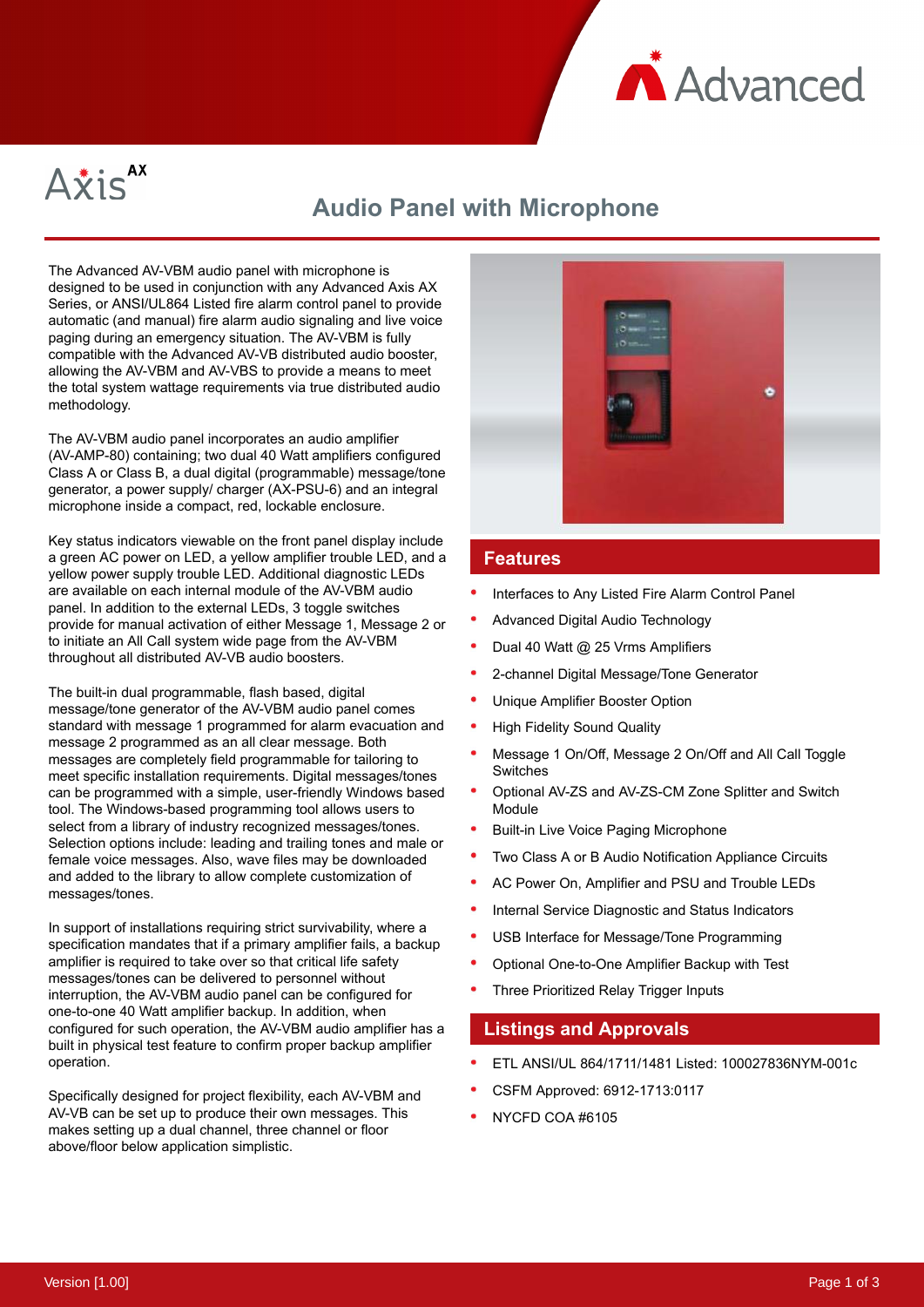# Audio Panel with Microphone

The Advanced AV-VBM audio panel with microphone is designed to be used in conjunction with any Advanced Axis AX Series, or ANSI/UL864 Listed fire alarm control panel to provide automatic (and manual) fire alarm audio signaling and live voice paging during an emergency situation. The AV-VBM is fully compatible with the Advanced AV-VB distributed audio booster, allowing the AV-VBM and AV-VBS to provide a means to meet the total system wattage requirements via true distributed audio methodology.

The AV-VBM audio panel incorporates an audio amplifier (AV-AMP-80) containing; two dual 40 Watt amplifiers configured Class A or Class B, a dual digital (programmable) message/tone generator, a power supply/ charger (AX-PSU-6) and an integral microphone inside a compact, red, lockable enclosure.

Key status indicators viewable on the front panel display include a green AC power on LED, a yellow amplifier trouble LED, and a yellow power supply trouble LED. Additional diagnostic LEDs are available on each internal module of the AV-VBM audio panel. In addition to the external LEDs, 3 toggle switches provide for manual activation of either Message 1, Message 2 or to initiate an All Call system wide page from the AV-VBM throughout all distributed AV-VB audio boosters.

The built-in dual programmable, flash based, digital message/tone generator of the AV-VBM audio panel comes standard with message 1 programmed for alarm evacuation and message 2 programmed as an all clear message. Both messages are completely field programmable for tailoring to meet specific installation requirements. Digital messages/tones can be programmed with a simple, user-friendly Windows based tool. The Windows-based programming tool allows users to select from a library of industry recognized messages/tones. Selection options include: leading and trailing tones and male or female voice messages. Also, wave files may be downloaded and added to the library to allow complete customization of messages/tones.

In support of installations requiring strict survivability, where a specification mandates that if a primary amplifier fails, a backup amplifier is required to take over so that critical life safety messages/tones can be delivered to personnel without interruption, the AV-VBM audio panel can be configured for one-to-one 40 Watt amplifier backup. In addition, when configured for such operation, the AV-VBM audio amplifier has a built in physical test feature to confirm proper backup amplifier operation.

Specifically designed for project flexibility, each AV-VBM and AV-VB can be set up to produce their own messages. This makes setting up a dual channel, three channel or floor above/floor below application simplistic.

## Features

- Interfaces to Any Listed Fire Alarm Control Panel
- Advanced Digital Audio Technology
- Dual 40 Watt @ 25 Vrms Amplifiers
- 2-channel Digital Message/Tone Generator
- Unique Amplifier Booster Option
- High Fidelity Sound Quality
- Message 1 On/Off, Message 2 On/Off and All Call Toggle Switches
- Optional AV-ZS and AV-ZS-CM Zone Splitter and Switch Module
- Built-in Live Voice Paging Microphone
- Two Class A or B Audio Notification Appliance Circuits
- AC Power On, Amplifier and PSU and Trouble LEDs
- Internal Service Diagnostic and Status Indicators
- USB Interface for Message/Tone Programming
- Optional One-to-One Amplifier Backup with Test
- Three Prioritized Relay Trigger Inputs

## Listings and Approvals

- ETL ANSI/UL 864/1711/1481 Listed: 100027836NYM-001c
- CSFM Approved: 6912-1713:0117
- NYCFD COA #6105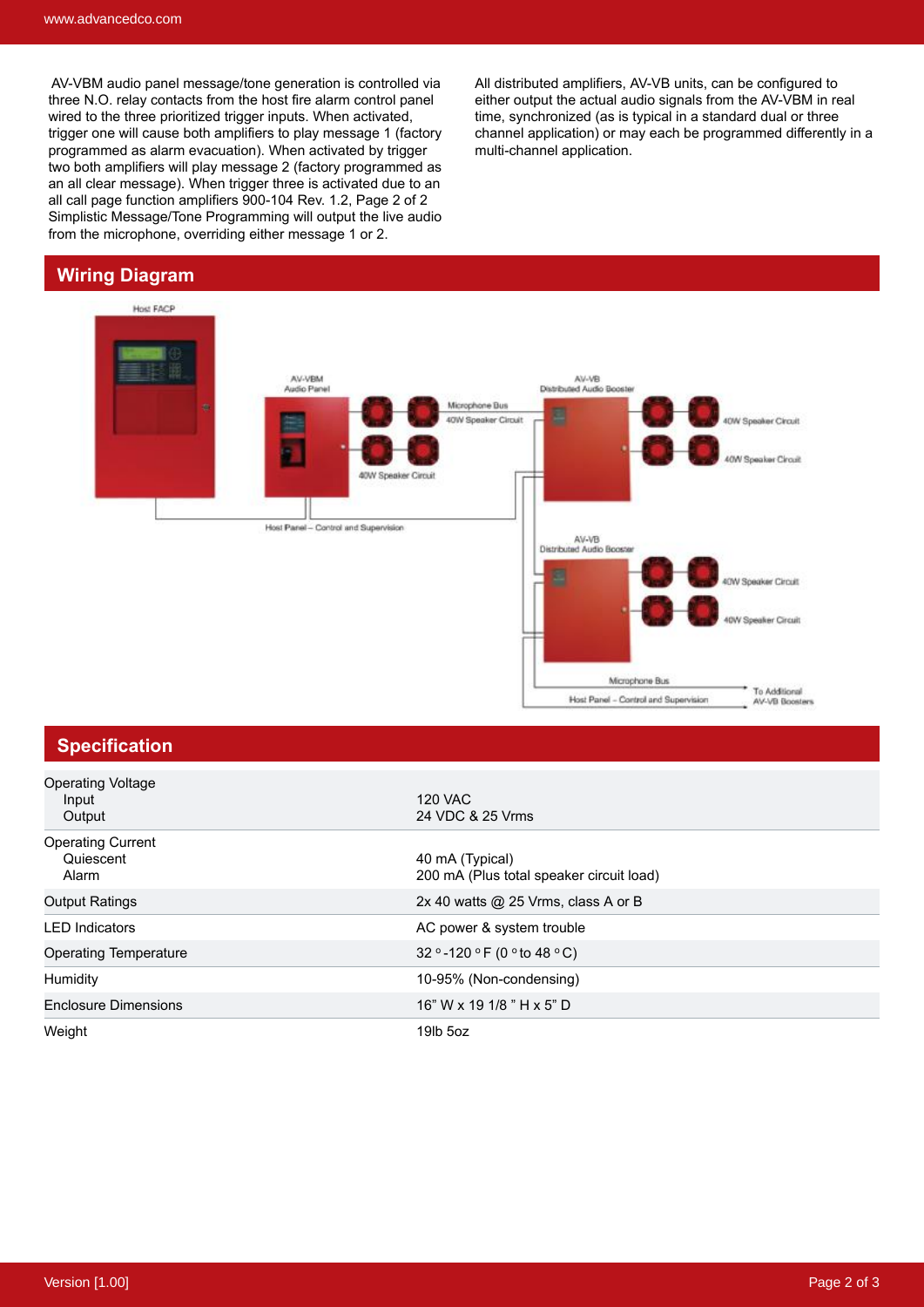AV-VBM audio panel message/tone generation is controlled via three N.O. relay contacts from the host fire alarm control panel wired to the three prioritized trigger inputs. When activated, trigger one will cause both amplifiers to play message 1 (factory programmed as alarm evacuation). When activated by trigger two both amplifiers will play message 2 (factory programmed as an all clear message). When trigger three is activated due to an all call page function amplifiers 900-104 Rev. 1.2, Page 2 of 2 Simplistic Message/Tone Programming will output the live audio from the microphone, overriding either message 1 or 2.

All distributed amplifiers, AV-VB units, can be configured to either output the actual audio signals from the AV-VBM in real time, synchronized (as is typical in a standard dual or three channel application) or may each be programmed differently in a multi-channel application.

## Wiring Diagram

Host FACP

AV-VBM Audio Panel

40W Speaker Circuit

Microphone Bus

40W Speaker Circuit

AV-VB Distributed Audio Booster

40W Speaker Circuit

40W Speaker Circuit

Host Panel – Control and Supervision

AV-VB Distributed Audio Booster

40W Speaker Circuit

40W Speaker Circuit

Microphone Bus

Host Panel – Control and Supervision

To Additional AV-VB Boosters

## Specification

| | |
|---|---|
| Operating Voltage<br>Input<br>Output | <br>120 VAC<br>24 VDC & 25 Vrms |
| Operating Current<br>Quiescent<br>Alarm | <br>40 mA (Typical)<br>200 mA (Plus total speaker circuit load) |
| Output Ratings | 2x 40 watts @ 25 Vrms, class A or B |
| LED Indicators | AC power & system trouble |
| Operating Temperature | 32 °-120 °F (0 °to 48 °C) |
| Humidity | 10-95% (Non-condensing) |
| Enclosure Dimensions | 16” W x 19 1/8 ” H x 5” D |
| Weight | 19lb 5oz |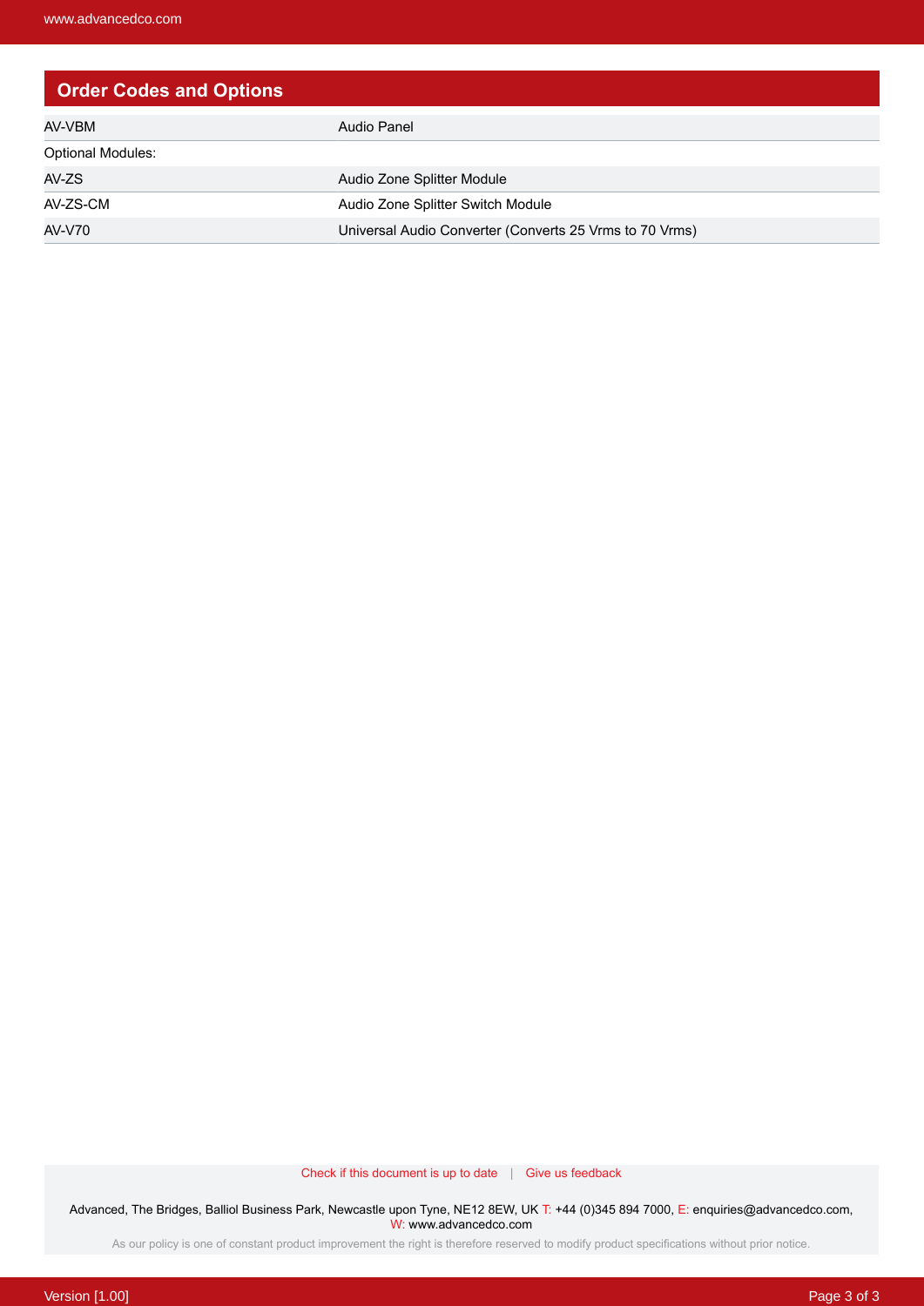## Order Codes and Options

| | |
|---|---|
| AV-VBM | Audio Panel |
| Optional Modules: | |
| AV-ZS | Audio Zone Splitter Module |
| AV-ZS-CM | Audio Zone Splitter Switch Module |
| AV-V70 | Universal Audio Converter (Converts 25 Vrms to 70 Vrms) |

Check if this document is up to date | Give us feedback

Advanced, The Bridges, Balliol Business Park, Newcastle upon Tyne, NE12 8EW, UK T: +44 (0)345 894 7000, E: enquiries@advancedco.com, W: www.advancedco.com

As our policy is one of constant product improvement the right is therefore reserved to modify product specifications without prior notice.

Version [1.00]